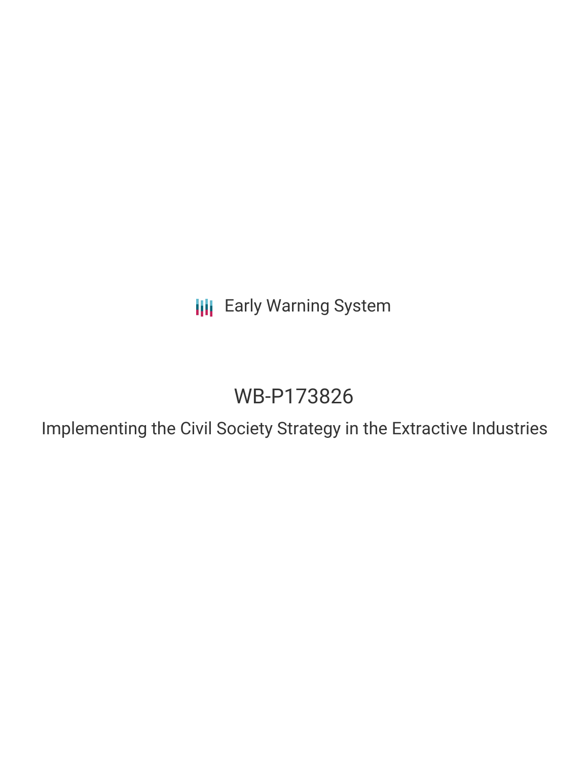Early Warning System

# WB-P173826

## Implementing the Civil Society Strategy in the Extractive Industries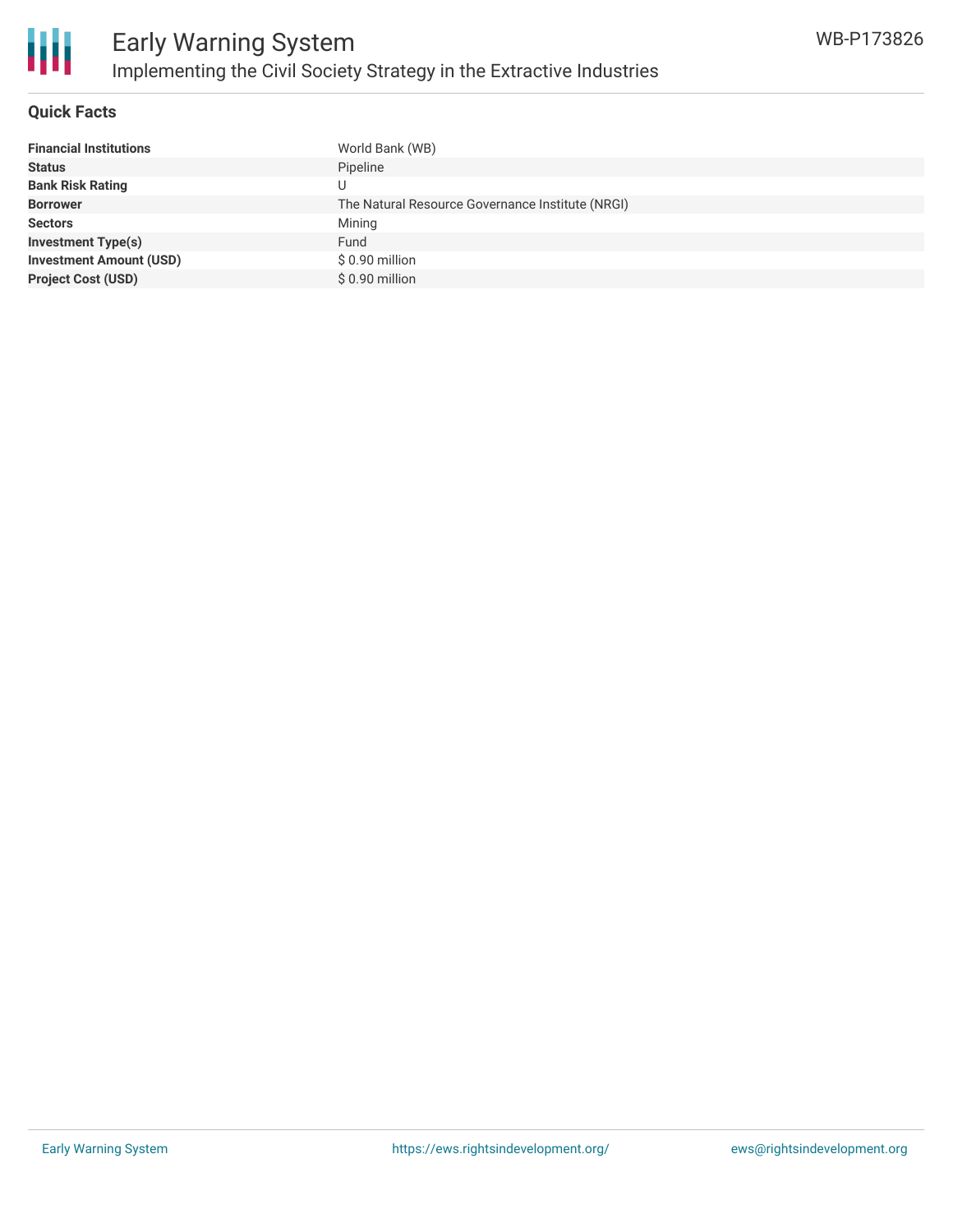# Early Warning System

## Implementing the Civil Society Strategy in the Extractive Industries

WB-P173826

### Quick Facts

| | |
|---|---|
| **Financial Institutions** | World Bank (WB) |
| **Status** | Pipeline |
| **Bank Risk Rating** | U |
| **Borrower** | The Natural Resource Governance Institute (NRGI) |
| **Sectors** | Mining |
| **Investment Type(s)** | Fund |
| **Investment Amount (USD)** | $ 0.90 million |
| **Project Cost (USD)** | $ 0.90 million |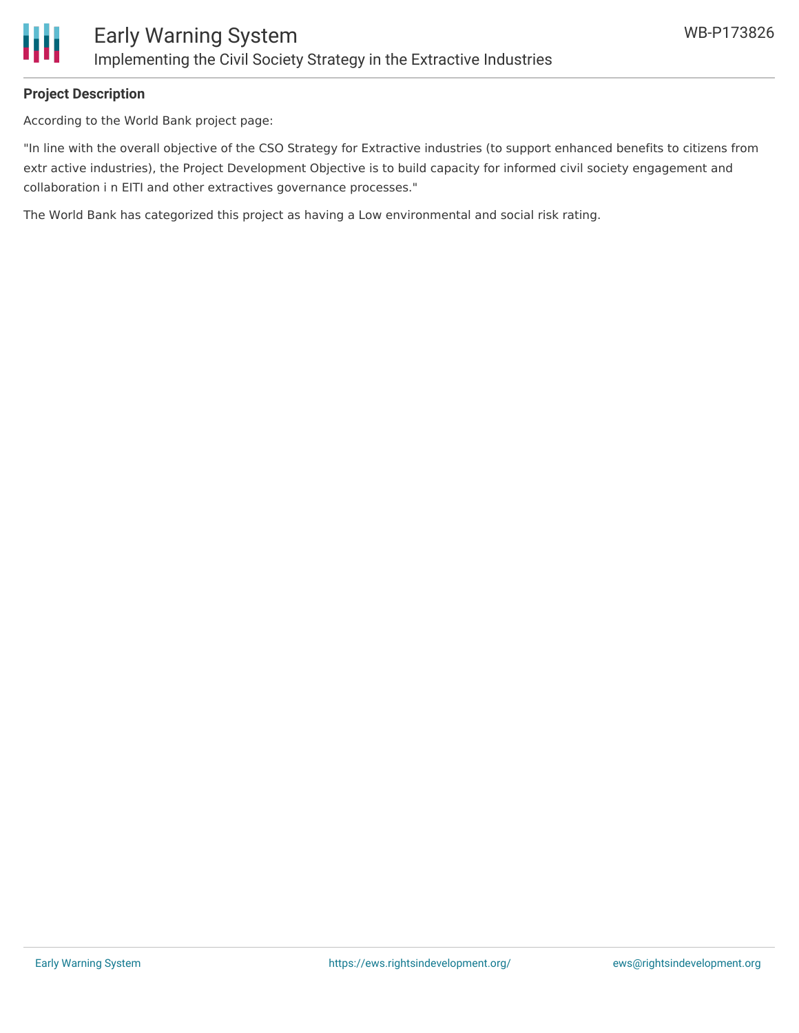**Project Description**

According to the World Bank project page:

"In line with the overall objective of the CSO Strategy for Extractive industries (to support enhanced benefits to citizens from extr active industries), the Project Development Objective is to build capacity for informed civil society engagement and collaboration i n EITI and other extractives governance processes."

The World Bank has categorized this project as having a Low environmental and social risk rating.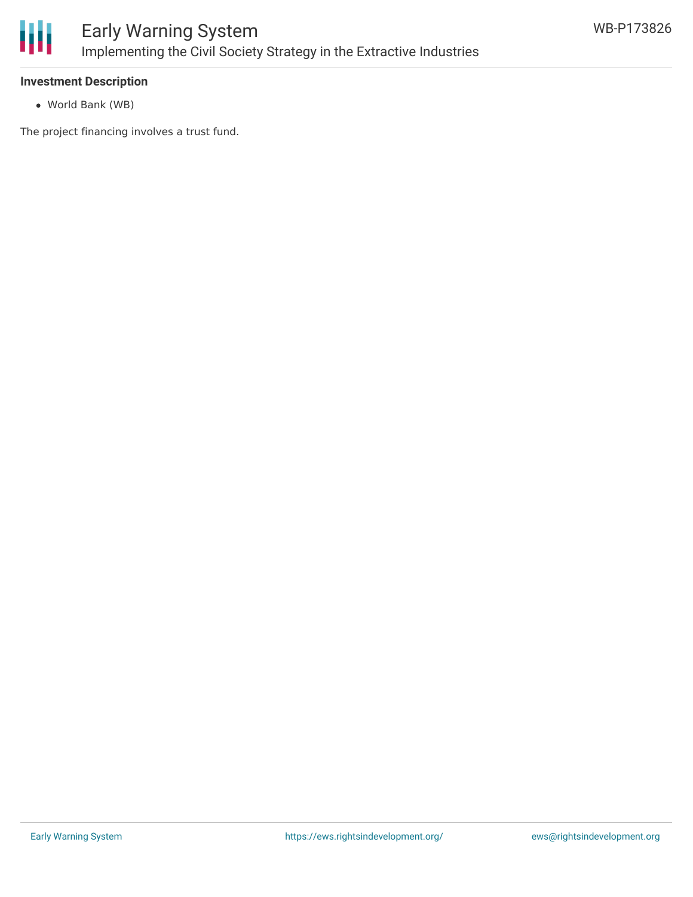**Investment Description**

- World Bank (WB)

The project financing involves a trust fund.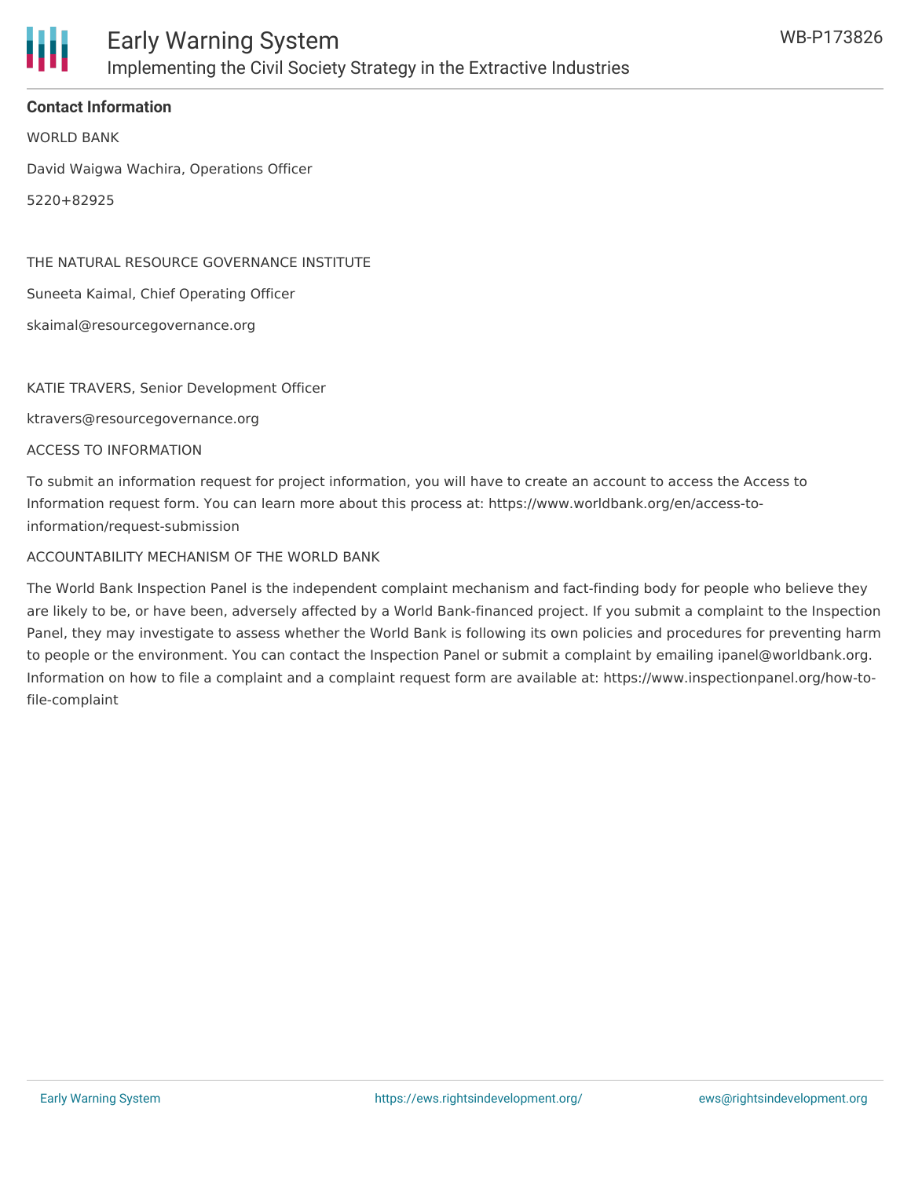**Contact Information**

WORLD BANK

David Waigwa Wachira, Operations Officer

5220+82925

THE NATURAL RESOURCE GOVERNANCE INSTITUTE

Suneeta Kaimal, Chief Operating Officer

skaimal@resourcegovernance.org

KATIE TRAVERS, Senior Development Officer

ktravers@resourcegovernance.org

ACCESS TO INFORMATION

To submit an information request for project information, you will have to create an account to access the Access to Information request form. You can learn more about this process at: https://www.worldbank.org/en/access-to-information/request-submission

ACCOUNTABILITY MECHANISM OF THE WORLD BANK

The World Bank Inspection Panel is the independent complaint mechanism and fact-finding body for people who believe they are likely to be, or have been, adversely affected by a World Bank-financed project. If you submit a complaint to the Inspection Panel, they may investigate to assess whether the World Bank is following its own policies and procedures for preventing harm to people or the environment. You can contact the Inspection Panel or submit a complaint by emailing ipanel@worldbank.org. Information on how to file a complaint and a complaint request form are available at: https://www.inspectionpanel.org/how-to-file-complaint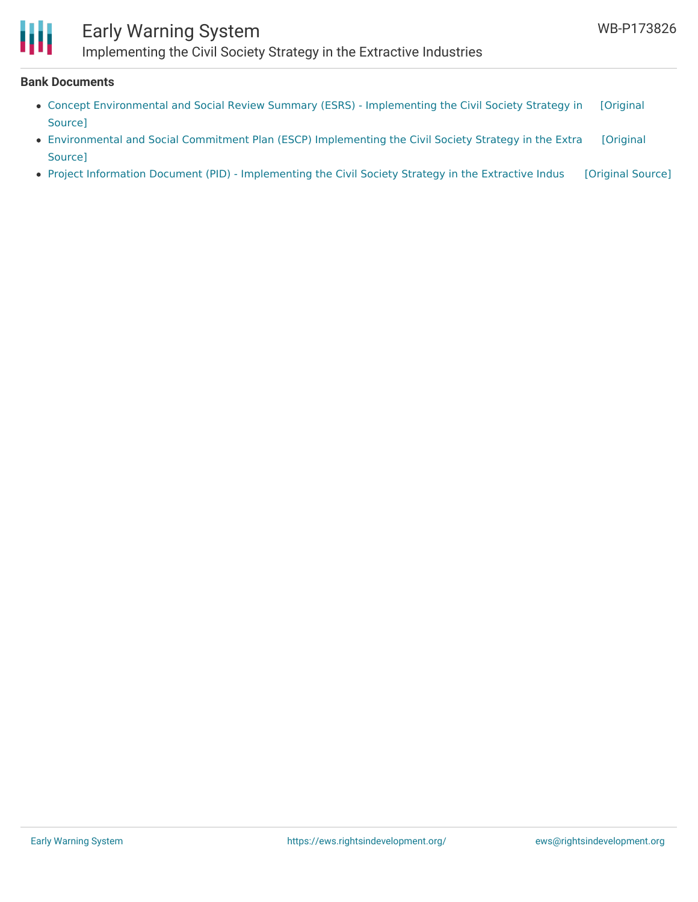### Bank Documents

- Concept Environmental and Social Review Summary (ESRS) - Implementing the Civil Society Strategy in [Original Source]
- Environmental and Social Commitment Plan (ESCP) Implementing the Civil Society Strategy in the Extra [Original Source]
- Project Information Document (PID) - Implementing the Civil Society Strategy in the Extractive Indus [Original Source]